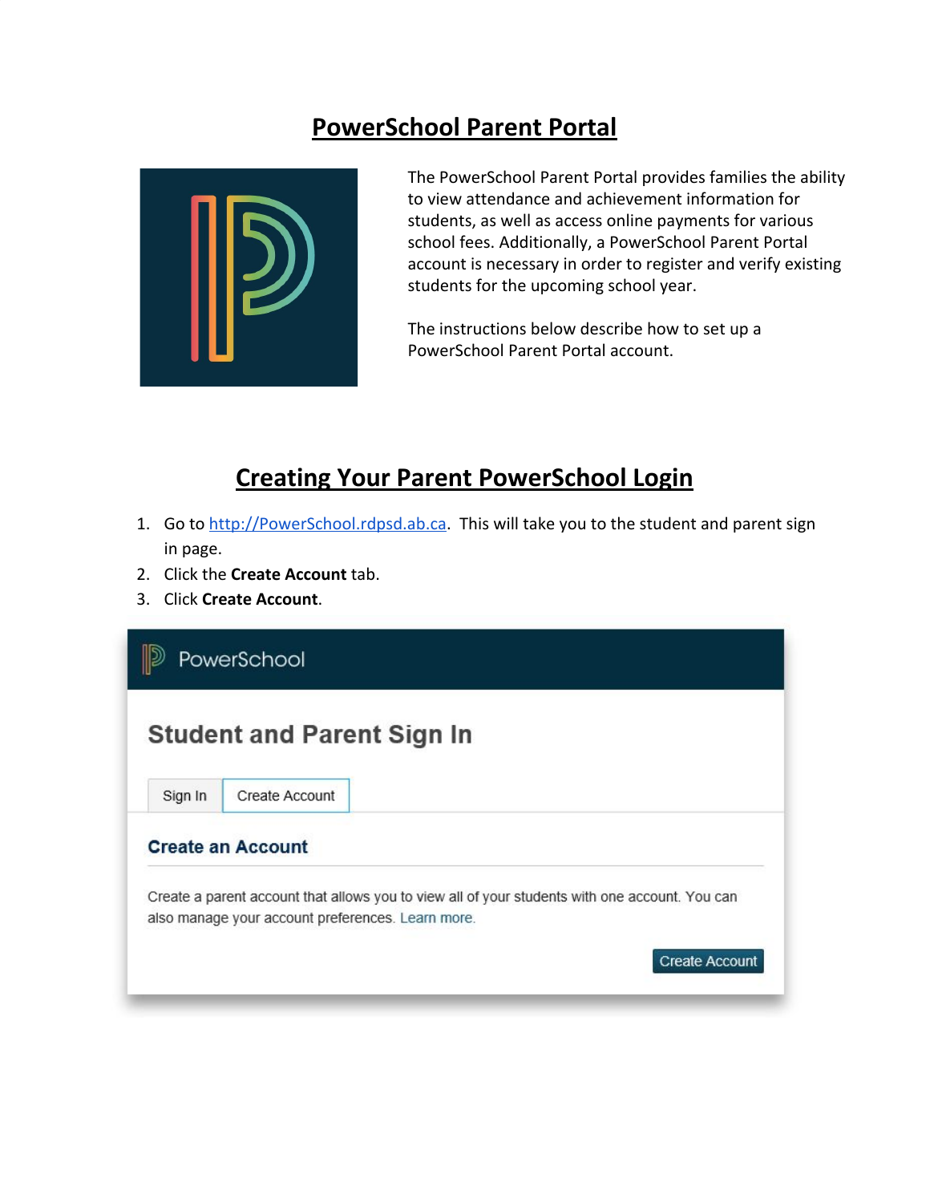# PowerSchool Parent Portal

The PowerSchool Parent Portal provides families the ability to view attendance and achievement information for students, as well as access online payments for various school fees. Additionally, a PowerSchool Parent Portal account is necessary in order to register and verify existing students for the upcoming school year.

The instructions below describe how to set up a PowerSchool Parent Portal account.

# Creating Your Parent PowerSchool Login

1. Go to http://PowerSchool.rdpsd.ab.ca. This will take you to the student and parent sign in page.
2. Click the **Create Account** tab.
3. Click **Create Account**.

PowerSchool

Student and Parent Sign In

Sign In | Create Account

Create an Account

Create a parent account that allows you to view all of your students with one account. You can also manage your account preferences. Learn more.

Create Account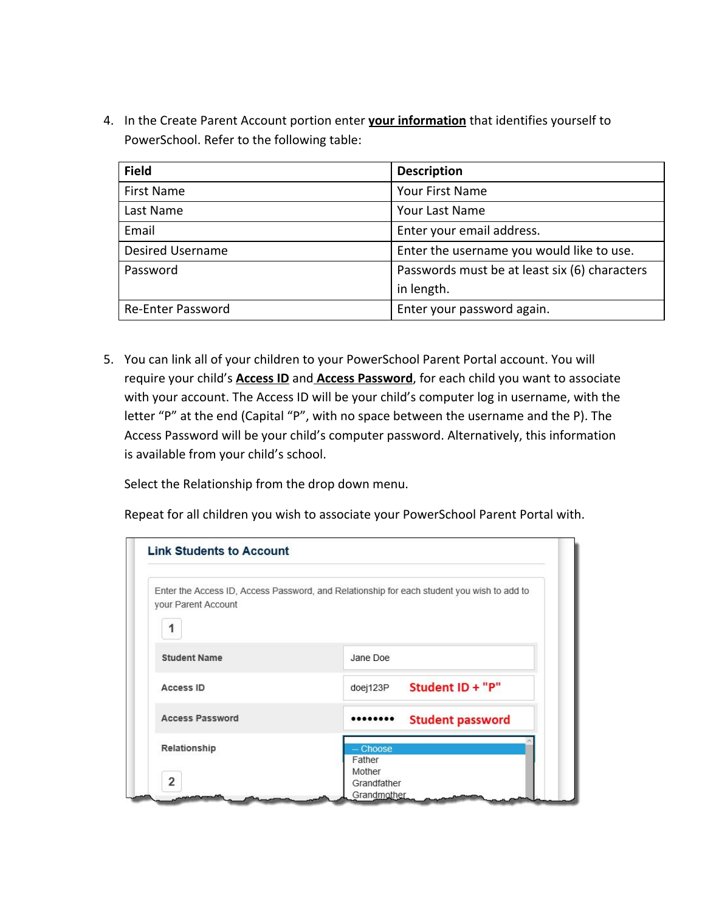4. In the Create Parent Account portion enter **<u>your information</u>** that identifies yourself to PowerSchool. Refer to the following table:

| **Field** | **Description** |
|---|---|
| First Name | Your First Name |
| Last Name | Your Last Name |
| Email | Enter your email address. |
| Desired Username | Enter the username you would like to use. |
| Password | Passwords must be at least six (6) characters in length. |
| Re-Enter Password | Enter your password again. |

5. You can link all of your children to your PowerSchool Parent Portal account. You will require your child's **<u>Access ID</u>** and **<u>Access Password</u>**, for each child you want to associate with your account. The Access ID will be your child's computer log in username, with the letter "P" at the end (Capital "P", with no space between the username and the P). The Access Password will be your child's computer password. Alternatively, this information is available from your child's school.

   Select the Relationship from the drop down menu.

   Repeat for all children you wish to associate your PowerSchool Parent Portal with.

**Link Students to Account**

Enter the Access ID, Access Password, and Relationship for each student you wish to add to your Parent Account

1

| | |
|---|---|
| Student Name | Jane Doe |
| Access ID | doej123P **Student ID + "P"** |
| Access Password | •••••••• **Student password** |
| Relationship | -- Choose / Father / Mother / Grandfather / Grandmother |

2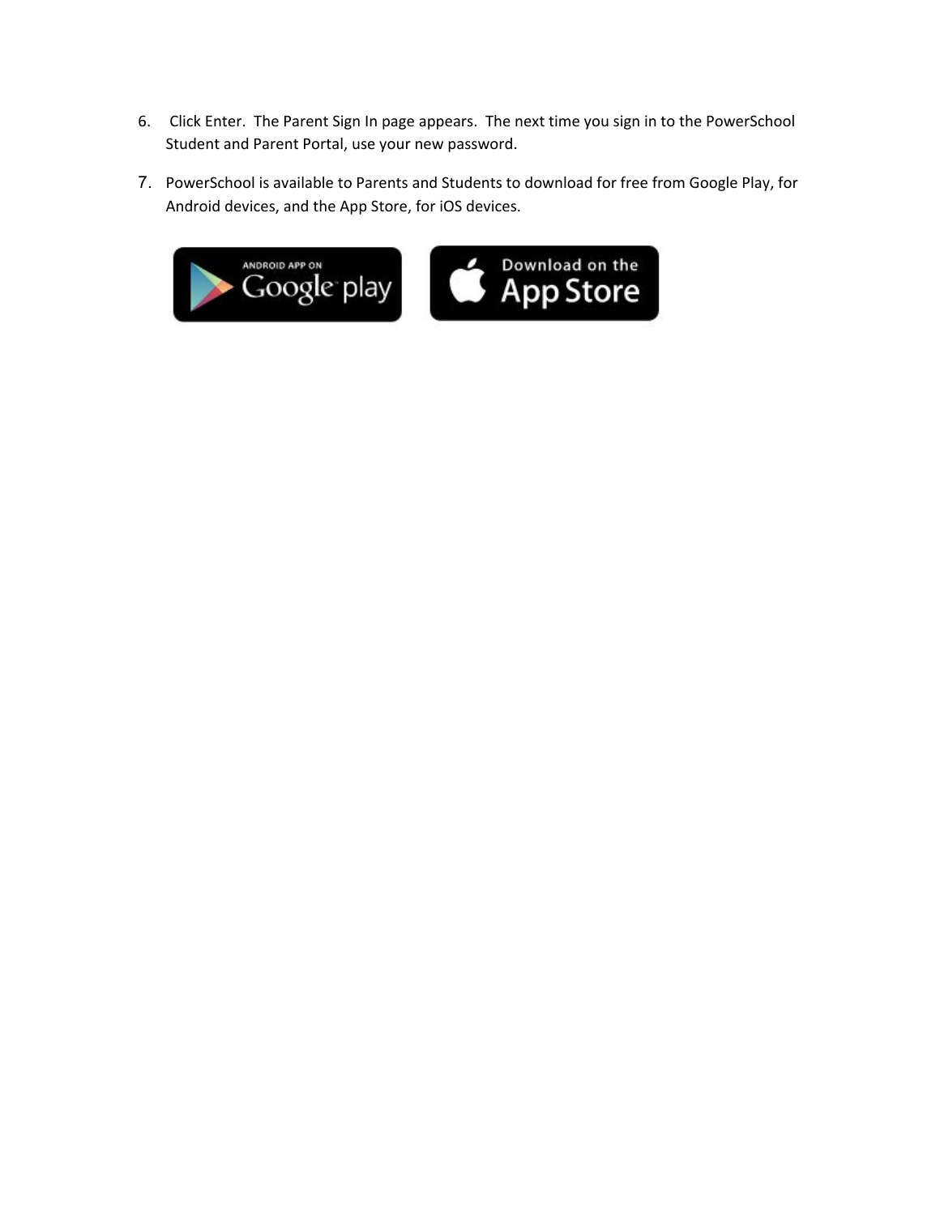6. Click Enter. The Parent Sign In page appears. The next time you sign in to the PowerSchool Student and Parent Portal, use your new password.

7. PowerSchool is available to Parents and Students to download for free from Google Play, for Android devices, and the App Store, for iOS devices.

ANDROID APP ON Google play

Download on the App Store